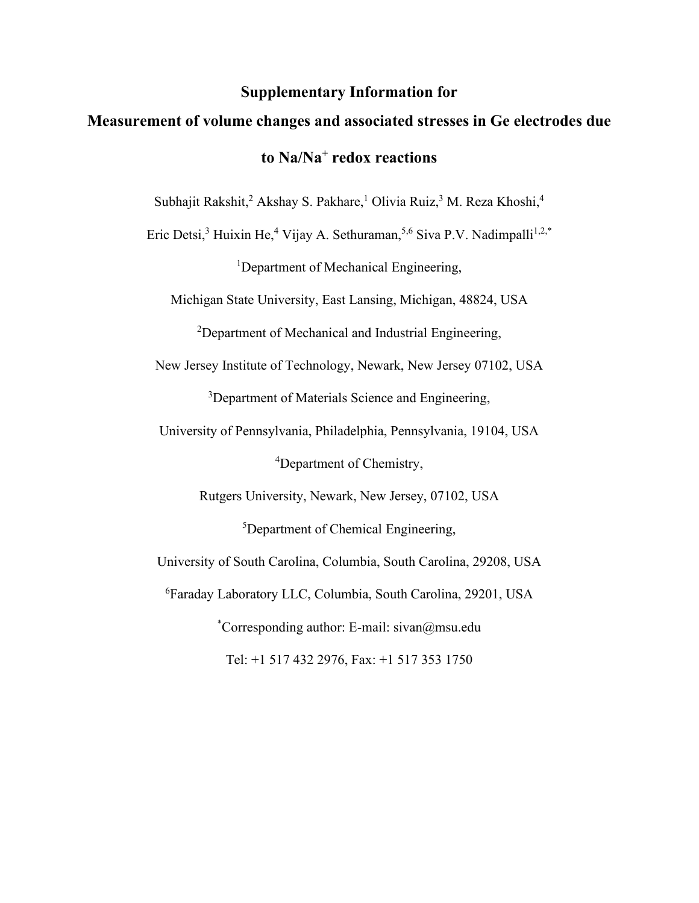# Supplementary Information for

# Measurement of volume changes and associated stresses in Ge electrodes due to Na/Na$^{+}$ redox reactions

Subhajit Rakshit,[2] Akshay S. Pakhare,[1] Olivia Ruiz,[3] M. Reza Khoshi,[4]

Eric Detsi,[3] Huixin He,[4] Vijay A. Sethuraman,[5,6] Siva P.V. Nadimpalli[1,2,*]

[1]Department of Mechanical Engineering,

Michigan State University, East Lansing, Michigan, 48824, USA

[2]Department of Mechanical and Industrial Engineering,

New Jersey Institute of Technology, Newark, New Jersey 07102, USA

[3]Department of Materials Science and Engineering,

University of Pennsylvania, Philadelphia, Pennsylvania, 19104, USA

[4]Department of Chemistry,

Rutgers University, Newark, New Jersey, 07102, USA

[5]Department of Chemical Engineering,

University of South Carolina, Columbia, South Carolina, 29208, USA

[6]Faraday Laboratory LLC, Columbia, South Carolina, 29201, USA

[*]Corresponding author: E-mail: sivan@msu.edu

Tel: +1 517 432 2976, Fax: +1 517 353 1750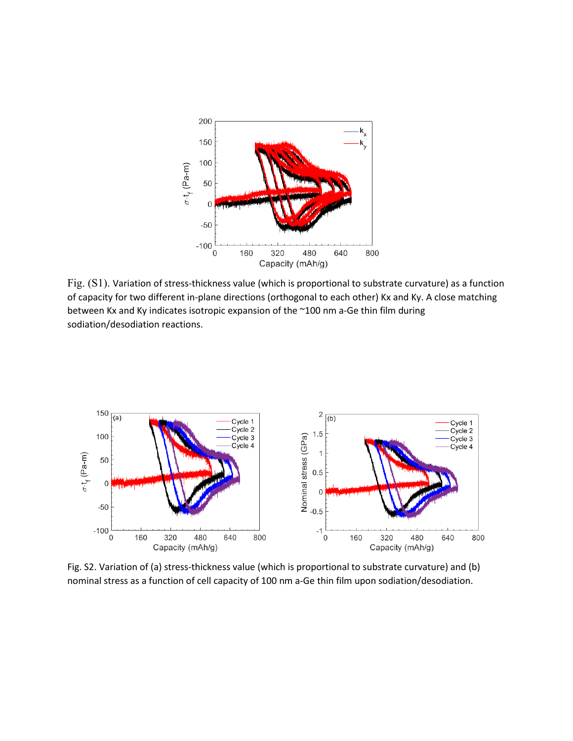Fig. (S1). Variation of stress-thickness value (which is proportional to substrate curvature) as a function of capacity for two different in-plane directions (orthogonal to each other) Kx and Ky. A close matching between Kx and Ky indicates isotropic expansion of the ~100 nm a-Ge thin film during sodiation/desodiation reactions.

Fig. S2. Variation of (a) stress-thickness value (which is proportional to substrate curvature) and (b) nominal stress as a function of cell capacity of 100 nm a-Ge thin film upon sodiation/desodiation.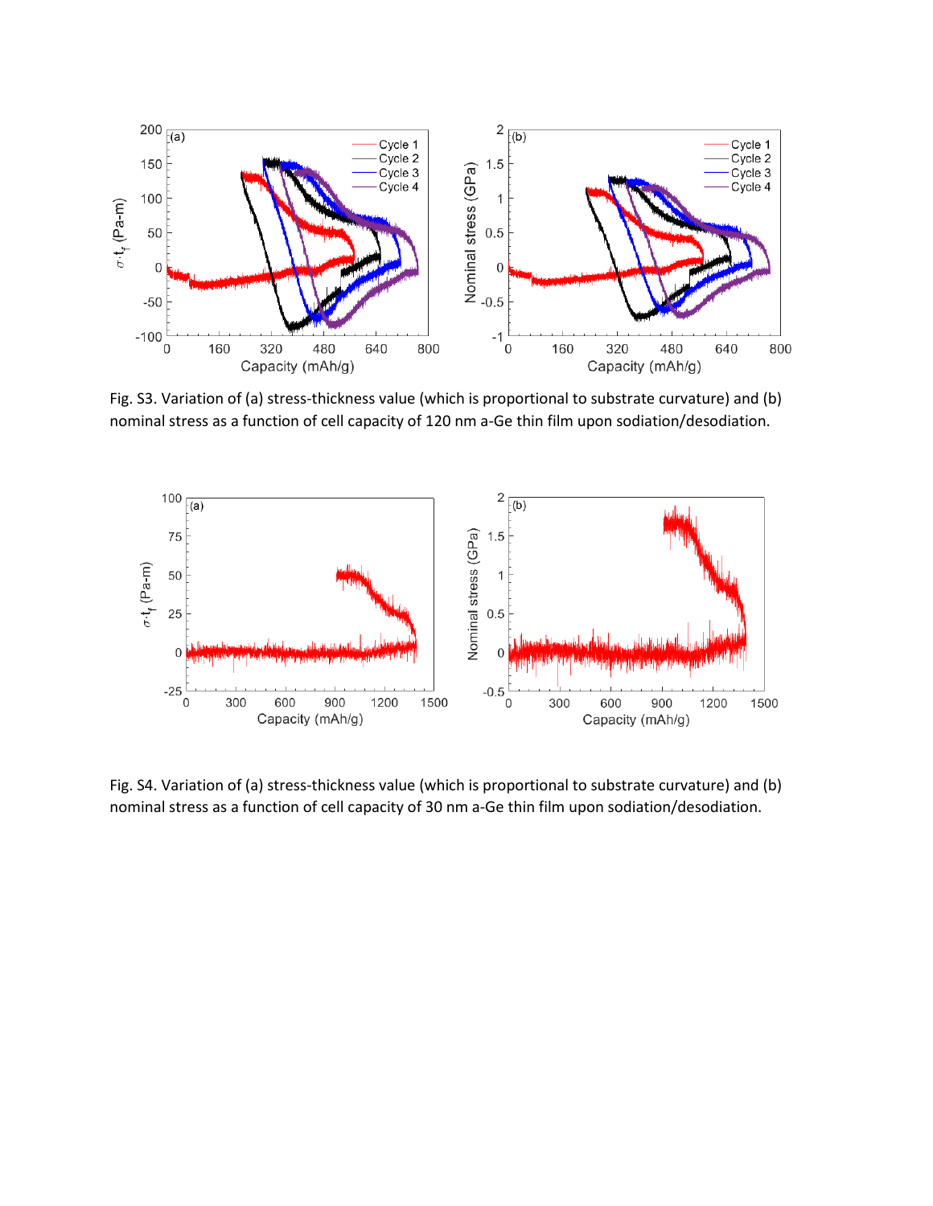(a)

Cycle 1
Cycle 2
Cycle 3
Cycle 4

$\sigma \cdot t_f$ (Pa-m)

200
150
100
50
0
-50
-100

0 160 320 480 640 800

Capacity (mAh/g)

(b)

Cycle 1
Cycle 2
Cycle 3
Cycle 4

Nominal stress (GPa)

2
1.5
1
0.5
0
-0.5
-1

0 160 320 480 640 800

Capacity (mAh/g)

Fig. S3. Variation of (a) stress-thickness value (which is proportional to substrate curvature) and (b) nominal stress as a function of cell capacity of 120 nm a-Ge thin film upon sodiation/desodiation.

(a)

$\sigma \cdot t_f$ (Pa-m)

100
75
50
25
0
-25

0 300 600 900 1200 1500

Capacity (mAh/g)

(b)

Nominal stress (GPa)

2
1.5
1
0.5
0
-0.5

0 300 600 900 1200 1500

Capacity (mAh/g)

Fig. S4. Variation of (a) stress-thickness value (which is proportional to substrate curvature) and (b) nominal stress as a function of cell capacity of 30 nm a-Ge thin film upon sodiation/desodiation.